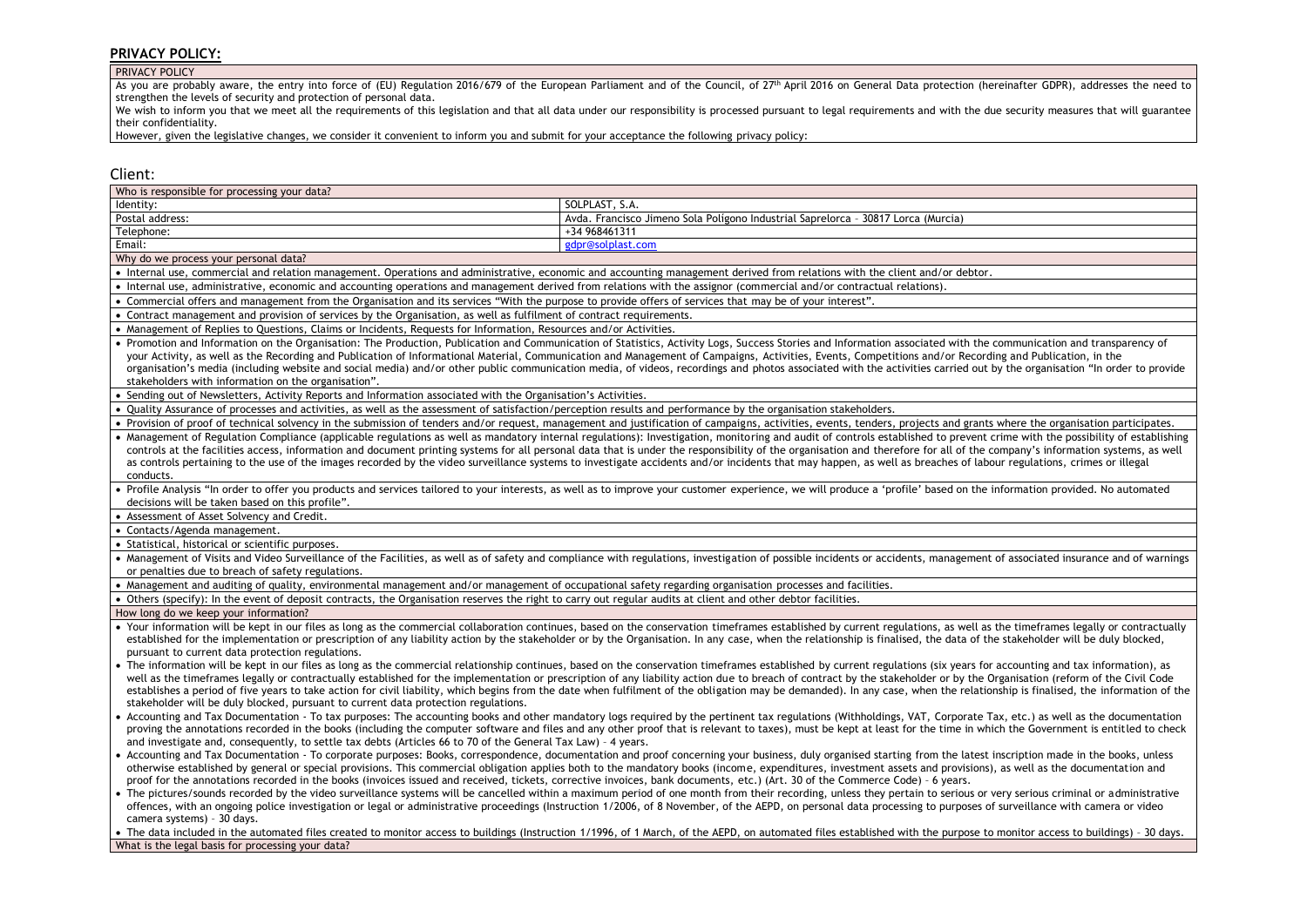## PRIVACY POLICY:

| PRIVACY POLICY |
|---|
| As you are probably aware, the entry into force of (EU) Regulation 2016/679 of the European Parliament and of the Council, of 27th April 2016 on General Data protection (hereinafter GDPR), addresses the need to strengthen the levels of security and protection of personal data.<br>We wish to inform you that we meet all the requirements of this legislation and that all data under our responsibility is processed pursuant to legal requirements and with the due security measures that will guarantee their confidentiality.<br>However, given the legislative changes, we consider it convenient to inform you and submit for your acceptance the following privacy policy: |

## Client:

| Who is responsible for processing your data? | |
|---|---|
| Identity: | SOLPLAST, S.A. |
| Postal address: | Avda. Francisco Jimeno Sola Polígono Industrial Saprelorca – 30817 Lorca (Murcia) |
| Telephone: | +34 968461311 |
| Email: | gdpr@solplast.com |
| **Why do we process your personal data?** | |
| • Internal use, commercial and relation management. Operations and administrative, economic and accounting management derived from relations with the client and/or debtor. | |
| • Internal use, administrative, economic and accounting operations and management derived from relations with the assignor (commercial and/or contractual relations). | |
| • Commercial offers and management from the Organisation and its services "With the purpose to provide offers of services that may be of your interest". | |
| • Contract management and provision of services by the Organisation, as well as fulfilment of contract requirements. | |
| • Management of Replies to Questions, Claims or Incidents, Requests for Information, Resources and/or Activities. | |
| • Promotion and Information on the Organisation: The Production, Publication and Communication of Statistics, Activity Logs, Success Stories and Information associated with the communication and transparency of your Activity, as well as the Recording and Publication of Informational Material, Communication and Management of Campaigns, Activities, Events, Competitions and/or Recording and Publication, in the organisation's media (including website and social media) and/or other public communication media, of videos, recordings and photos associated with the activities carried out by the organisation "In order to provide stakeholders with information on the organisation". | |
| • Sending out of Newsletters, Activity Reports and Information associated with the Organisation's Activities. | |
| • Quality Assurance of processes and activities, as well as the assessment of satisfaction/perception results and performance by the organisation stakeholders. | |
| • Provision of proof of technical solvency in the submission of tenders and/or request, management and justification of campaigns, activities, events, tenders, projects and grants where the organisation participates. | |
| • Management of Regulation Compliance (applicable regulations as well as mandatory internal regulations): Investigation, monitoring and audit of controls established to prevent crime with the possibility of establishing controls at the facilities access, information and document printing systems for all personal data that is under the responsibility of the organisation and therefore for all of the company's information systems, as well as controls pertaining to the use of the images recorded by the video surveillance systems to investigate accidents and/or incidents that may happen, as well as breaches of labour regulations, crimes or illegal conducts. | |
| • Profile Analysis "In order to offer you products and services tailored to your interests, as well as to improve your customer experience, we will produce a 'profile' based on the information provided. No automated decisions will be taken based on this profile". | |
| • Assessment of Asset Solvency and Credit. | |
| • Contacts/Agenda management. | |
| • Statistical, historical or scientific purposes. | |
| • Management of Visits and Video Surveillance of the Facilities, as well as of safety and compliance with regulations, investigation of possible incidents or accidents, management of associated insurance and of warnings or penalties due to breach of safety regulations. | |
| • Management and auditing of quality, environmental management and/or management of occupational safety regarding organisation processes and facilities. | |
| • Others (specify): In the event of deposit contracts, the Organisation reserves the right to carry out regular audits at client and other debtor facilities. | |
| **How long do we keep your information?** | |
| • Your information will be kept in our files as long as the commercial collaboration continues, based on the conservation timeframes established by current regulations, as well as the timeframes legally or contractually established for the implementation or prescription of any liability action by the stakeholder or by the Organisation. In any case, when the relationship is finalised, the data of the stakeholder will be duly blocked, pursuant to current data protection regulations.<br>• The information will be kept in our files as long as the commercial relationship continues, based on the conservation timeframes established by current regulations (six years for accounting and tax information), as well as the timeframes legally or contractually established for the implementation or prescription of any liability action due to breach of contract by the stakeholder or by the Organisation (reform of the Civil Code establishes a period of five years to take action for civil liability, which begins from the date when fulfilment of the obligation may be demanded). In any case, when the relationship is finalised, the information of the stakeholder will be duly blocked, pursuant to current data protection regulations.<br>• Accounting and Tax Documentation - To tax purposes: The accounting books and other mandatory logs required by the pertinent tax regulations (Withholdings, VAT, Corporate Tax, etc.) as well as the documentation proving the annotations recorded in the books (including the computer software and files and any other proof that is relevant to taxes), must be kept at least for the time in which the Government is entitled to check and investigate and, consequently, to settle tax debts (Articles 66 to 70 of the General Tax Law) – 4 years.<br>• Accounting and Tax Documentation - To corporate purposes: Books, correspondence, documentation and proof concerning your business, duly organised starting from the latest inscription made in the books, unless otherwise established by general or special provisions. This commercial obligation applies both to the mandatory books (income, expenditures, investment assets and provisions), as well as the documentation and proof for the annotations recorded in the books (invoices issued and received, tickets, corrective invoices, bank documents, etc.) (Art. 30 of the Commerce Code) – 6 years.<br>• The pictures/sounds recorded by the video surveillance systems will be cancelled within a maximum period of one month from their recording, unless they pertain to serious or very serious criminal or administrative offences, with an ongoing police investigation or legal or administrative proceedings (Instruction 1/2006, of 8 November, of the AEPD, on personal data processing to purposes of surveillance with camera or video camera systems) – 30 days.<br>• The data included in the automated files created to monitor access to buildings (Instruction 1/1996, of 1 March, of the AEPD, on automated files established with the purpose to monitor access to buildings) – 30 days. | |
| **What is the legal basis for processing your data?** | |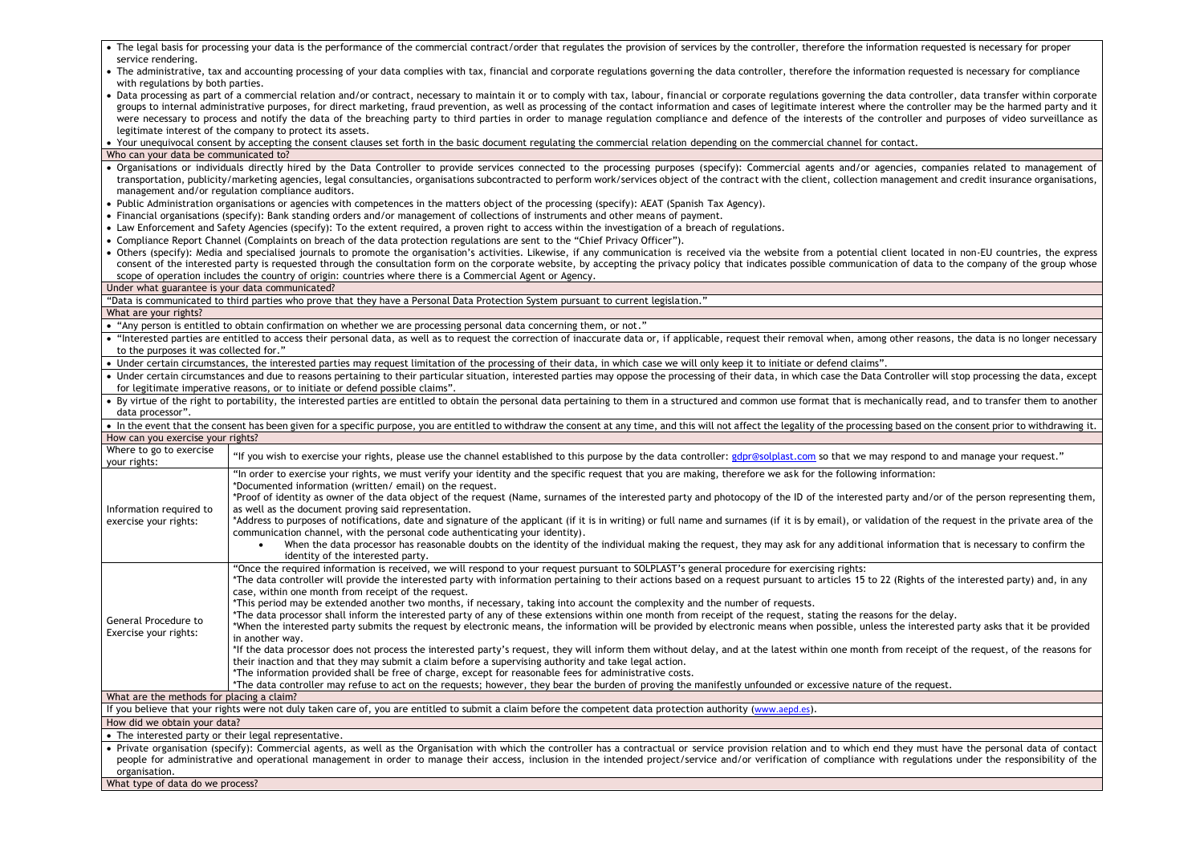- The legal basis for processing your data is the performance of the commercial contract/order that regulates the provision of services by the controller, therefore the information requested is necessary for proper service rendering.
- The administrative, tax and accounting processing of your data complies with tax, financial and corporate regulations governing the data controller, therefore the information requested is necessary for compliance with regulations by both parties.
- Data processing as part of a commercial relation and/or contract, necessary to maintain it or to comply with tax, labour, financial or corporate regulations governing the data controller, data transfer within corporate groups to internal administrative purposes, for direct marketing, fraud prevention, as well as processing of the contact information and cases of legitimate interest where the controller may be the harmed party and it were necessary to process and notify the data of the breaching party to third parties in order to manage regulation compliance and defence of the interests of the controller and purposes of video surveillance as legitimate interest of the company to protect its assets.
- Your unequivocal consent by accepting the consent clauses set forth in the basic document regulating the commercial relation depending on the commercial channel for contact.

**Who can your data be communicated to?**

- Organisations or individuals directly hired by the Data Controller to provide services connected to the processing purposes (specify): Commercial agents and/or agencies, companies related to management of transportation, publicity/marketing agencies, legal consultancies, organisations subcontracted to perform work/services object of the contract with the client, collection management and credit insurance organisations, management and/or regulation compliance auditors.
- Public Administration organisations or agencies with competences in the matters object of the processing (specify): AEAT (Spanish Tax Agency).
- Financial organisations (specify): Bank standing orders and/or management of collections of instruments and other means of payment.
- Law Enforcement and Safety Agencies (specify): To the extent required, a proven right to access within the investigation of a breach of regulations.
- Compliance Report Channel (Complaints on breach of the data protection regulations are sent to the "Chief Privacy Officer").
- Others (specify): Media and specialised journals to promote the organisation's activities. Likewise, if any communication is received via the website from a potential client located in non-EU countries, the express consent of the interested party is requested through the consultation form on the corporate website, by accepting the privacy policy that indicates possible communication of data to the company of the group whose scope of operation includes the country of origin: countries where there is a Commercial Agent or Agency.

**Under what guarantee is your data communicated?**

"Data is communicated to third parties who prove that they have a Personal Data Protection System pursuant to current legislation."

**What are your rights?**

- "Any person is entitled to obtain confirmation on whether we are processing personal data concerning them, or not."
- "Interested parties are entitled to access their personal data, as well as to request the correction of inaccurate data or, if applicable, request their removal when, among other reasons, the data is no longer necessary to the purposes it was collected for."
- Under certain circumstances, the interested parties may request limitation of the processing of their data, in which case we will only keep it to initiate or defend claims".
- Under certain circumstances and due to reasons pertaining to their particular situation, interested parties may oppose the processing of their data, in which case the Data Controller will stop processing the data, except for legitimate imperative reasons, or to initiate or defend possible claims".
- By virtue of the right to portability, the interested parties are entitled to obtain the personal data pertaining to them in a structured and common use format that is mechanically read, and to transfer them to another data processor".
- In the event that the consent has been given for a specific purpose, you are entitled to withdraw the consent at any time, and this will not affect the legality of the processing based on the consent prior to withdrawing it.

**How can you exercise your rights?**

| | |
|---|---|
| Where to go to exercise your rights: | "If you wish to exercise your rights, please use the channel established to this purpose by the data controller: gdpr@solplast.com so that we may respond to and manage your request." |
| Information required to exercise your rights: | "In order to exercise your rights, we must verify your identity and the specific request that you are making, therefore we ask for the following information:<br>*Documented information (written/ email) on the request.<br>*Proof of identity as owner of the data object of the request (Name, surnames of the interested party and photocopy of the ID of the interested party and/or of the person representing them, as well as the document proving said representation.<br>*Address to purposes of notifications, date and signature of the applicant (if it is in writing) or full name and surnames (if it is by email), or validation of the request in the private area of the communication channel, with the personal code authenticating your identity).<br>• When the data processor has reasonable doubts on the identity of the individual making the request, they may ask for any additional information that is necessary to confirm the identity of the interested party. |
| General Procedure to Exercise your rights: | "Once the required information is received, we will respond to your request pursuant to SOLPLAST's general procedure for exercising rights:<br>*The data controller will provide the interested party with information pertaining to their actions based on a request pursuant to articles 15 to 22 (Rights of the interested party) and, in any case, within one month from receipt of the request.<br>*This period may be extended another two months, if necessary, taking into account the complexity and the number of requests.<br>*The data processor shall inform the interested party of any of these extensions within one month from receipt of the request, stating the reasons for the delay.<br>*When the interested party submits the request by electronic means, the information will be provided by electronic means when possible, unless the interested party asks that it be provided in another way.<br>*If the data processor does not process the interested party's request, they will inform them without delay, and at the latest within one month from receipt of the request, of the reasons for their inaction and that they may submit a claim before a supervising authority and take legal action.<br>*The information provided shall be free of charge, except for reasonable fees for administrative costs.<br>*The data controller may refuse to act on the requests; however, they bear the burden of proving the manifestly unfounded or excessive nature of the request. |

**What are the methods for placing a claim?**

If you believe that your rights were not duly taken care of, you are entitled to submit a claim before the competent data protection authority (www.aepd.es).

**How did we obtain your data?**

- The interested party or their legal representative.
- Private organisation (specify): Commercial agents, as well as the Organisation with which the controller has a contractual or service provision relation and to which end they must have the personal data of contact people for administrative and operational management in order to manage their access, inclusion in the intended project/service and/or verification of compliance with regulations under the responsibility of the organisation.

**What type of data do we process?**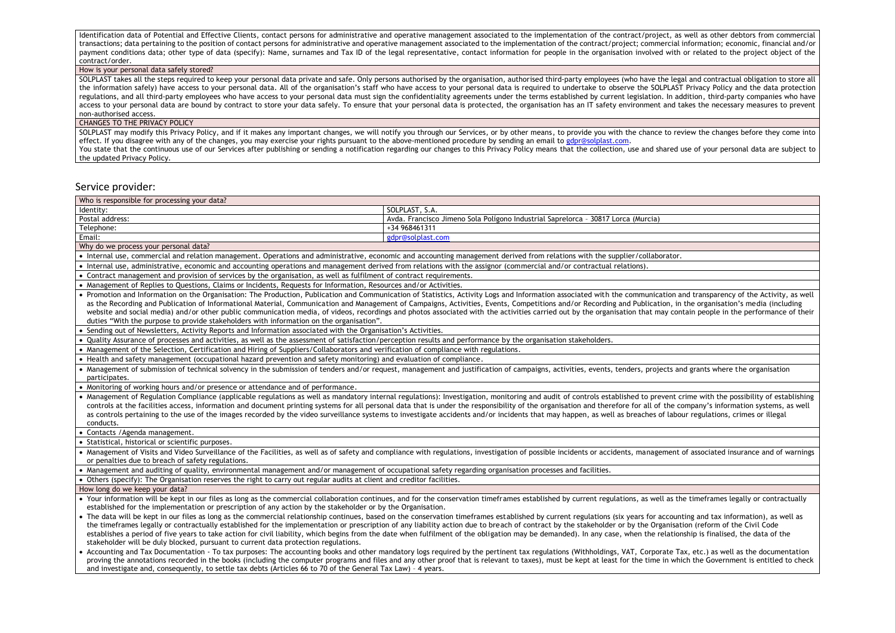| Identification data of Potential and Effective Clients, contact persons for administrative and operative management associated to the implementation of the contract/project, as well as other debtors from commercial transactions; data pertaining to the position of contact persons for administrative and operative management associated to the implementation of the contract/project; commercial information; economic, financial and/or payment conditions data; other type of data (specify): Name, surnames and Tax ID of the legal representative, contact information for people in the organisation involved with or related to the project object of the contract/order. |
|---|
| How is your personal data safely stored? |
| SOLPLAST takes all the steps required to keep your personal data private and safe. Only persons authorised by the organisation, authorised third-party employees (who have the legal and contractual obligation to store all the information safely) have access to your personal data. All of the organisation's staff who have access to your personal data is required to undertake to observe the SOLPLAST Privacy Policy and the data protection regulations, and all third-party employees who have access to your personal data must sign the confidentiality agreements under the terms established by current legislation. In addition, third-party companies who have access to your personal data are bound by contract to store your data safely. To ensure that your personal data is protected, the organisation has an IT safety environment and takes the necessary measures to prevent non-authorised access. |
| CHANGES TO THE PRIVACY POLICY |
| SOLPLAST may modify this Privacy Policy, and if it makes any important changes, we will notify you through our Services, or by other means, to provide you with the chance to review the changes before they come into effect. If you disagree with any of the changes, you may exercise your rights pursuant to the above-mentioned procedure by sending an email to gdpr@solplast.com. You state that the continuous use of our Services after publishing or sending a notification regarding our changes to this Privacy Policy means that the collection, use and shared use of your personal data are subject to the updated Privacy Policy. |

## Service provider:

| Who is responsible for processing your data? | |
|---|---|
| Identity: | SOLPLAST, S.A. |
| Postal address: | Avda. Francisco Jimeno Sola Polígono Industrial Saprelorca - 30817 Lorca (Murcia) |
| Telephone: | +34 968461311 |
| Email: | gdpr@solplast.com |
| Why do we process your personal data? | |
| • Internal use, commercial and relation management. Operations and administrative, economic and accounting management derived from relations with the supplier/collaborator. | |
| • Internal use, administrative, economic and accounting operations and management derived from relations with the assignor (commercial and/or contractual relations). | |
| • Contract management and provision of services by the organisation, as well as fulfilment of contract requirements. | |
| • Management of Replies to Questions, Claims or Incidents, Requests for Information, Resources and/or Activities. | |
| • Promotion and Information on the Organisation: The Production, Publication and Communication of Statistics, Activity Logs and Information associated with the communication and transparency of the Activity, as well as the Recording and Publication of Informational Material, Communication and Management of Campaigns, Activities, Events, Competitions and/or Recording and Publication, in the organisation's media (including website and social media) and/or other public communication media, of videos, recordings and photos associated with the activities carried out by the organisation that may contain people in the performance of their duties "With the purpose to provide stakeholders with information on the organisation". | |
| • Sending out of Newsletters, Activity Reports and Information associated with the Organisation's Activities. | |
| • Quality Assurance of processes and activities, as well as the assessment of satisfaction/perception results and performance by the organisation stakeholders. | |
| • Management of the Selection, Certification and Hiring of Suppliers/Collaborators and verification of compliance with regulations. | |
| • Health and safety management (occupational hazard prevention and safety monitoring) and evaluation of compliance. | |
| • Management of submission of technical solvency in the submission of tenders and/or request, management and justification of campaigns, activities, events, tenders, projects and grants where the organisation participates. | |
| • Monitoring of working hours and/or presence or attendance and of performance. | |
| • Management of Regulation Compliance (applicable regulations as well as mandatory internal regulations): Investigation, monitoring and audit of controls established to prevent crime with the possibility of establishing controls at the facilities access, information and document printing systems for all personal data that is under the responsibility of the organisation and therefore for all of the company's information systems, as well as controls pertaining to the use of the images recorded by the video surveillance systems to investigate accidents and/or incidents that may happen, as well as breaches of labour regulations, crimes or illegal conducts. | |
| • Contacts /Agenda management. | |
| • Statistical, historical or scientific purposes. | |
| • Management of Visits and Video Surveillance of the Facilities, as well as of safety and compliance with regulations, investigation of possible incidents or accidents, management of associated insurance and of warnings or penalties due to breach of safety regulations. | |
| • Management and auditing of quality, environmental management and/or management of occupational safety regarding organisation processes and facilities. | |
| • Others (specify): The Organisation reserves the right to carry out regular audits at client and creditor facilities. | |
| How long do we keep your data? | |
| • Your information will be kept in our files as long as the commercial collaboration continues, and for the conservation timeframes established by current regulations, as well as the timeframes legally or contractually established for the implementation or prescription of any action by the stakeholder or by the Organisation. • The data will be kept in our files as long as the commercial relationship continues, based on the conservation timeframes established by current regulations (six years for accounting and tax information), as well as the timeframes legally or contractually established for the implementation or prescription of any liability action due to breach of contract by the stakeholder or by the Organisation (reform of the Civil Code establishes a period of five years to take action for civil liability, which begins from the date when fulfilment of the obligation may be demanded). In any case, when the relationship is finalised, the data of the stakeholder will be duly blocked, pursuant to current data protection regulations. • Accounting and Tax Documentation - To tax purposes: The accounting books and other mandatory logs required by the pertinent tax regulations (Withholdings, VAT, Corporate Tax, etc.) as well as the documentation proving the annotations recorded in the books (including the computer programs and files and any other proof that is relevant to taxes), must be kept at least for the time in which the Government is entitled to check and investigate and, consequently, to settle tax debts (Articles 66 to 70 of the General Tax Law) - 4 years. | |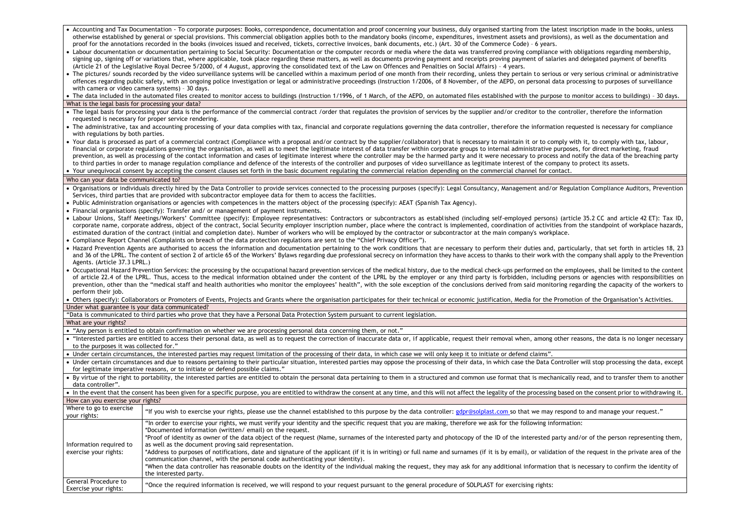- Accounting and Tax Documentation - To corporate purposes: Books, correspondence, documentation and proof concerning your business, duly organised starting from the latest inscription made in the books, unless otherwise established by general or special provisions. This commercial obligation applies both to the mandatory books (income, expenditures, investment assets and provisions), as well as the documentation and proof for the annotations recorded in the books (invoices issued and received, tickets, corrective invoices, bank documents, etc.) (Art. 30 of the Commerce Code) – 6 years.
- Labour documentation or documentation pertaining to Social Security: Documentation or the computer records or media where the data was transferred proving compliance with obligations regarding membership, signing up, signing off or variations that, where applicable, took place regarding these matters, as well as documents proving payment and receipts proving payment of salaries and delegated payment of benefits (Article 21 of the Legislative Royal Decree 5/2000, of 4 August, approving the consolidated text of the Law on Offences and Penalties on Social Affairs) – 4 years.
- The pictures/ sounds recorded by the video surveillance systems will be cancelled within a maximum period of one month from their recording, unless they pertain to serious or very serious criminal or administrative offences regarding public safety, with an ongoing police investigation or legal or administrative proceedings (Instruction 1/2006, of 8 November, of the AEPD, on personal data processing to purposes of surveillance with camera or video camera systems) – 30 days.
- The data included in the automated files created to monitor access to buildings (Instruction 1/1996, of 1 March, of the AEPD, on automated files established with the purpose to monitor access to buildings) – 30 days.

**What is the legal basis for processing your data?**

- The legal basis for processing your data is the performance of the commercial contract /order that regulates the provision of services by the supplier and/or creditor to the controller, therefore the information requested is necessary for proper service rendering.
- The administrative, tax and accounting processing of your data complies with tax, financial and corporate regulations governing the data controller, therefore the information requested is necessary for compliance with regulations by both parties.
- Your data is processed as part of a commercial contract (Compliance with a proposal and/or contract by the supplier/collaborator) that is necessary to maintain it or to comply with it, to comply with tax, labour, financial or corporate regulations governing the organisation, as well as to meet the legitimate interest of data transfer within corporate groups to internal administrative purposes, for direct marketing, fraud prevention, as well as processing of the contact information and cases of legitimate interest where the controller may be the harmed party and it were necessary to process and notify the data of the breaching party to third parties in order to manage regulation compliance and defence of the interests of the controller and purposes of video surveillance as legitimate interest of the company to protect its assets.
- Your unequivocal consent by accepting the consent clauses set forth in the basic document regulating the commercial relation depending on the commercial channel for contact.

**Who can your data be communicated to?**

- Organisations or individuals directly hired by the Data Controller to provide services connected to the processing purposes (specify): Legal Consultancy, Management and/or Regulation Compliance Auditors, Prevention Services, third parties that are provided with subcontractor employee data for them to access the facilities.
- Public Administration organisations or agencies with competences in the matters object of the processing (specify): AEAT (Spanish Tax Agency).
- Financial organisations (specify): Transfer and/ or management of payment instruments.
- Labour Unions, Staff Meetings/Workers' Committee (specify): Employee representatives: Contractors or subcontractors as established (including self-employed persons) (article 35.2 CC and article 42 ET): Tax ID, corporate name, corporate address, object of the contract, Social Security employer inscription number, place where the contract is implemented, coordination of activities from the standpoint of workplace hazards, estimated duration of the contract (initial and completion date). Number of workers who will be employed by the contractor or subcontractor at the main company's workplace.
- Compliance Report Channel (Complaints on breach of the data protection regulations are sent to the "Chief Privacy Officer").
- Hazard Prevention Agents are authorised to access the information and documentation pertaining to the work conditions that are necessary to perform their duties and, particularly, that set forth in articles 18, 23 and 36 of the LPRL. The content of section 2 of article 65 of the Workers' Bylaws regarding due professional secrecy on information they have access to thanks to their work with the company shall apply to the Prevention Agents. (Article 37.3 LPRL.)
- Occupational Hazard Prevention Services: the processing by the occupational hazard prevention services of the medical history, due to the medical check-ups performed on the employees, shall be limited to the content of article 22.4 of the LPRL. Thus, access to the medical information obtained under the content of the LPRL by the employer or any third party is forbidden, including persons or agencies with responsibilities on prevention, other than the "medical staff and health authorities who monitor the employees' health", with the sole exception of the conclusions derived from said monitoring regarding the capacity of the workers to perform their job.
- Others (specify): Collaborators or Promoters of Events, Projects and Grants where the organisation participates for their technical or economic justification, Media for the Promotion of the Organisation's Activities.

**Under what guarantee is your data communicated?**

"Data is communicated to third parties who prove that they have a Personal Data Protection System pursuant to current legislation.

**What are your rights?**

- "Any person is entitled to obtain confirmation on whether we are processing personal data concerning them, or not."
- "Interested parties are entitled to access their personal data, as well as to request the correction of inaccurate data or, if applicable, request their removal when, among other reasons, the data is no longer necessary to the purposes it was collected for."
- Under certain circumstances, the interested parties may request limitation of the processing of their data, in which case we will only keep it to initiate or defend claims".
- Under certain circumstances and due to reasons pertaining to their particular situation, interested parties may oppose the processing of their data, in which case the Data Controller will stop processing the data, except for legitimate imperative reasons, or to initiate or defend possible claims."
- By virtue of the right to portability, the interested parties are entitled to obtain the personal data pertaining to them in a structured and common use format that is mechanically read, and to transfer them to another data controller".
- In the event that the consent has been given for a specific purpose, you are entitled to withdraw the consent at any time, and this will not affect the legality of the processing based on the consent prior to withdrawing it.

**How can you exercise your rights?**

| | |
|---|---|
| Where to go to exercise your rights: | "If you wish to exercise your rights, please use the channel established to this purpose by the data controller: gdpr@solplast.com so that we may respond to and manage your request." |
| Information required to exercise your rights: | "In order to exercise your rights, we must verify your identity and the specific request that you are making, therefore we ask for the following information:<br>*Documented information (written/ email) on the request.<br>*Proof of identity as owner of the data object of the request (Name, surnames of the interested party and photocopy of the ID of the interested party and/or of the person representing them, as well as the document proving said representation.<br>*Address to purposes of notifications, date and signature of the applicant (if it is in writing) or full name and surnames (if it is by email), or validation of the request in the private area of the communication channel, with the personal code authenticating your identity).<br>*When the data controller has reasonable doubts on the identity of the individual making the request, they may ask for any additional information that is necessary to confirm the identity of the interested party. |
| General Procedure to Exercise your rights: | "Once the required information is received, we will respond to your request pursuant to the general procedure of SOLPLAST for exercising rights: |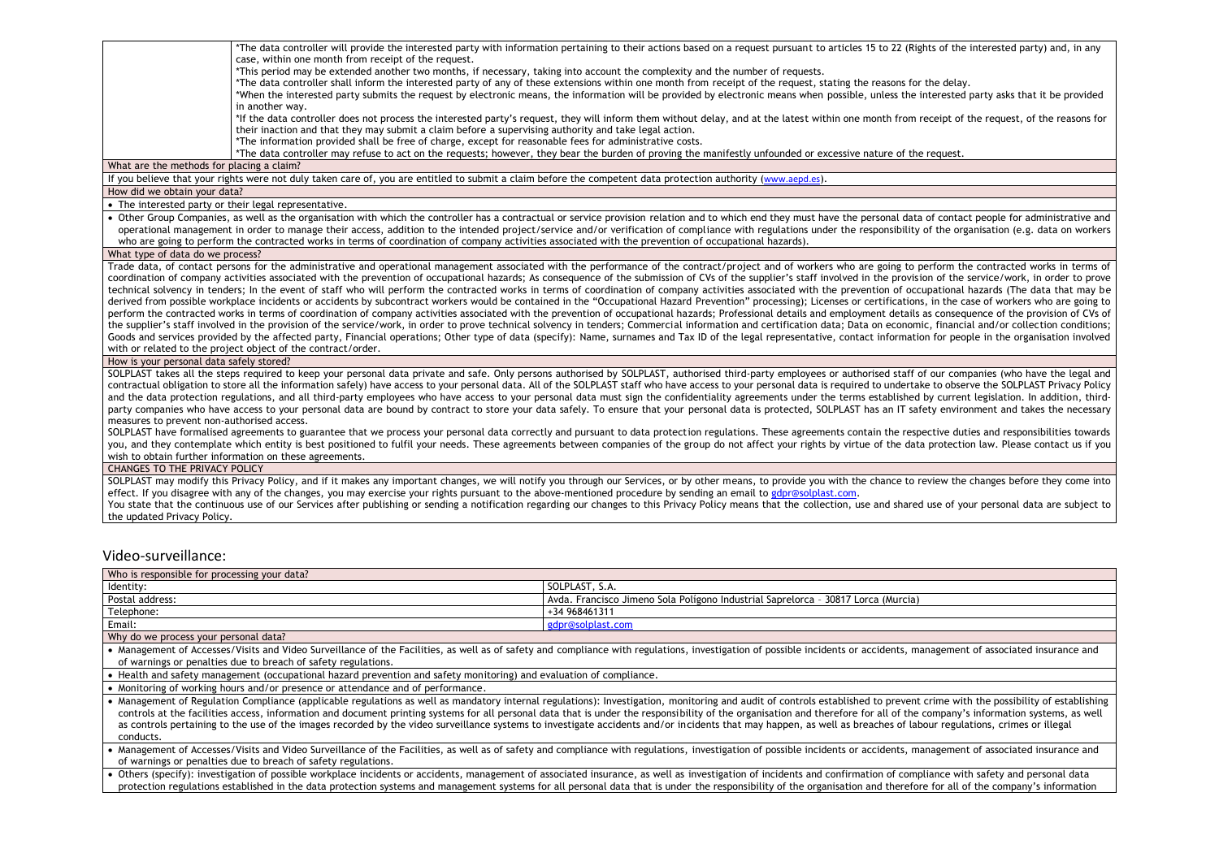| | |
|---|---|
| | *The data controller will provide the interested party with information pertaining to their actions based on a request pursuant to articles 15 to 22 (Rights of the interested party) and, in any case, within one month from receipt of the request.<br>*This period may be extended another two months, if necessary, taking into account the complexity and the number of requests.<br>*The data controller shall inform the interested party of any of these extensions within one month from receipt of the request, stating the reasons for the delay.<br>*When the interested party submits the request by electronic means, the information will be provided by electronic means when possible, unless the interested party asks that it be provided in another way.<br>*If the data controller does not process the interested party's request, they will inform them without delay, and at the latest within one month from receipt of the request, of the reasons for their inaction and that they may submit a claim before a supervising authority and take legal action.<br>*The information provided shall be free of charge, except for reasonable fees for administrative costs.<br>*The data controller may refuse to act on the requests; however, they bear the burden of proving the manifestly unfounded or excessive nature of the request. |
| What are the methods for placing a claim? | |
| If you believe that your rights were not duly taken care of, you are entitled to submit a claim before the competent data protection authority (www.aepd.es). | |
| How did we obtain your data? | |
| • The interested party or their legal representative. | |
| • Other Group Companies, as well as the organisation with which the controller has a contractual or service provision relation and to which end they must have the personal data of contact people for administrative and operational management in order to manage their access, addition to the intended project/service and/or verification of compliance with regulations under the responsibility of the organisation (e.g. data on workers who are going to perform the contracted works in terms of coordination of company activities associated with the prevention of occupational hazards). | |
| What type of data do we process? | |
| Trade data, of contact persons for the administrative and operational management associated with the performance of the contract/project and of workers who are going to perform the contracted works in terms of coordination of company activities associated with the prevention of occupational hazards; As consequence of the submission of CVs of the supplier's staff involved in the provision of the service/work, in order to prove technical solvency in tenders; In the event of staff who will perform the contracted works in terms of coordination of company activities associated with the prevention of occupational hazards (The data that may be derived from possible workplace incidents or accidents by subcontract workers would be contained in the "Occupational Hazard Prevention" processing); Licenses or certifications, in the case of workers who are going to perform the contracted works in terms of coordination of company activities associated with the prevention of occupational hazards; Professional details and employment details as consequence of the provision of CVs of the supplier's staff involved in the provision of the service/work, in order to prove technical solvency in tenders; Commercial information and certification data; Data on economic, financial and/or collection conditions; Goods and services provided by the affected party, Financial operations; Other type of data (specify): Name, surnames and Tax ID of the legal representative, contact information for people in the organisation involved with or related to the project object of the contract/order. | |
| How is your personal data safely stored? | |
| SOLPLAST takes all the steps required to keep your personal data private and safe. Only persons authorised by SOLPLAST, authorised third-party employees or authorised staff of our companies (who have the legal and contractual obligation to store all the information safely) have access to your personal data. All of the SOLPLAST staff who have access to your personal data is required to undertake to observe the SOLPLAST Privacy Policy and the data protection regulations, and all third-party employees who have access to your personal data must sign the confidentiality agreements under the terms established by current legislation. In addition, third-party companies who have access to your personal data are bound by contract to store your data safely. To ensure that your personal data is protected, SOLPLAST has an IT safety environment and takes the necessary measures to prevent non-authorised access.<br>SOLPLAST have formalised agreements to guarantee that we process your personal data correctly and pursuant to data protection regulations. These agreements contain the respective duties and responsibilities towards you, and they contemplate which entity is best positioned to fulfil your needs. These agreements between companies of the group do not affect your rights by virtue of the data protection law. Please contact us if you wish to obtain further information on these agreements. | |
| CHANGES TO THE PRIVACY POLICY | |
| SOLPLAST may modify this Privacy Policy, and if it makes any important changes, we will notify you through our Services, or by other means, to provide you with the chance to review the changes before they come into effect. If you disagree with any of the changes, you may exercise your rights pursuant to the above-mentioned procedure by sending an email to gdpr@solplast.com.<br>You state that the continuous use of our Services after publishing or sending a notification regarding our changes to this Privacy Policy means that the collection, use and shared use of your personal data are subject to the updated Privacy Policy. | |

## Video-surveillance:

| Who is responsible for processing your data? | |
|---|---|
| Identity: | SOLPLAST, S.A. |
| Postal address: | Avda. Francisco Jimeno Sola Polígono Industrial Saprelorca - 30817 Lorca (Murcia) |
| Telephone: | +34 968461311 |
| Email: | gdpr@solplast.com |
| Why do we process your personal data? | |
| • Management of Accesses/Visits and Video Surveillance of the Facilities, as well as of safety and compliance with regulations, investigation of possible incidents or accidents, management of associated insurance and of warnings or penalties due to breach of safety regulations. | |
| • Health and safety management (occupational hazard prevention and safety monitoring) and evaluation of compliance. | |
| • Monitoring of working hours and/or presence or attendance and of performance. | |
| • Management of Regulation Compliance (applicable regulations as well as mandatory internal regulations): Investigation, monitoring and audit of controls established to prevent crime with the possibility of establishing controls at the facilities access, information and document printing systems for all personal data that is under the responsibility of the organisation and therefore for all of the company's information systems, as well as controls pertaining to the use of the images recorded by the video surveillance systems to investigate accidents and/or incidents that may happen, as well as breaches of labour regulations, crimes or illegal conducts. | |
| • Management of Accesses/Visits and Video Surveillance of the Facilities, as well as of safety and compliance with regulations, investigation of possible incidents or accidents, management of associated insurance and of warnings or penalties due to breach of safety regulations. | |
| • Others (specify): investigation of possible workplace incidents or accidents, management of associated insurance, as well as investigation of incidents and confirmation of compliance with safety and personal data protection regulations established in the data protection systems and management systems for all personal data that is under the responsibility of the organisation and therefore for all of the company's information | |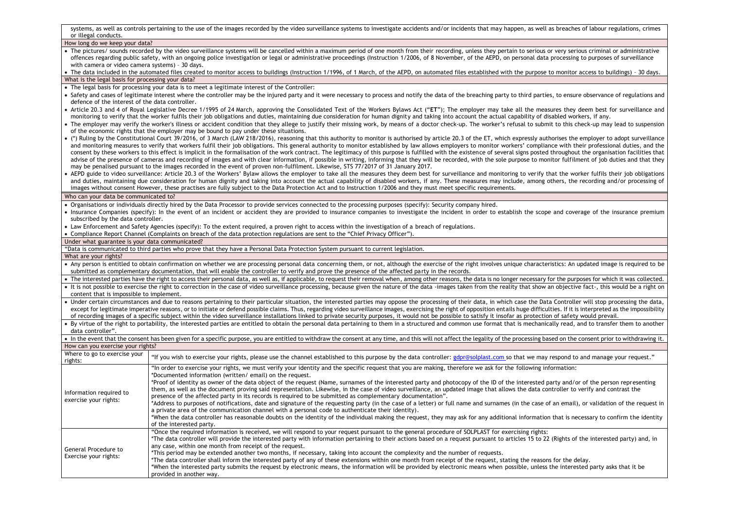systems, as well as controls pertaining to the use of the images recorded by the video surveillance systems to investigate accidents and/or incidents that may happen, as well as breaches of labour regulations, crimes or illegal conducts.

**How long do we keep your data?**

- The pictures/ sounds recorded by the video surveillance systems will be cancelled within a maximum period of one month from their recording, unless they pertain to serious or very serious criminal or administrative offences regarding public safety, with an ongoing police investigation or legal or administrative proceedings (Instruction 1/2006, of 8 November, of the AEPD, on personal data processing to purposes of surveillance with camera or video camera systems) – 30 days.
- The data included in the automated files created to monitor access to buildings (Instruction 1/1996, of 1 March, of the AEPD, on automated files established with the purpose to monitor access to buildings) – 30 days.

**What is the legal basis for processing your data?**

- The legal basis for processing your data is to meet a legitimate interest of the Controller:
- Safety and cases of legitimate interest where the controller may be the injured party and it were necessary to process and notify the data of the breaching party to third parties, to ensure observance of regulations and defence of the interest of the data controller.
- Article 20.3 and 4 of Royal Legislative Decree 1/1995 of 24 March, approving the Consolidated Text of the Workers Bylaws Act ("**ET**"); The employer may take all the measures they deem best for surveillance and monitoring to verify that the worker fulfils their job obligations and duties, maintaining due consideration for human dignity and taking into account the actual capability of disabled workers, if any.
- The employer may verify the worker's illness or accident condition that they allege to justify their missing work, by means of a doctor check-up. The worker's refusal to submit to this check-up may lead to suspension of the economic rights that the employer may be bound to pay under these situations.
- (*) Ruling by the Constitutional Court 39/2016, of 3 March (LAW 218/2016), reasoning that this authority to monitor is authorised by article 20.3 of the ET, which expressly authorises the employer to adopt surveillance and monitoring measures to verify that workers fulfil their job obligations. This general authority to monitor established by law allows employers to monitor workers' compliance with their professional duties, and the consent by these workers to this effect is implicit in the formalisation of the work contract. The legitimacy of this purpose is fulfilled with the existence of several signs posted throughout the organisation facilities that advise of the presence of cameras and recording of images and with clear information, if possible in writing, informing that they will be recorded, with the sole purpose to monitor fulfilment of job duties and that they may be penalised pursuant to the images recorded in the event of proven non-fulfilment. Likewise, STS 77/2017 of 31 January 2017.
- AEPD guide to video surveillance: Article 20.3 of the Workers' Bylaw allows the employer to take all the measures they deem best for surveillance and monitoring to verify that the worker fulfils their job obligations and duties, maintaining due consideration for human dignity and taking into account the actual capability of disabled workers, if any. These measures may include, among others, the recording and/or processing of images without consent However, these practises are fully subject to the Data Protection Act and to Instruction 1/2006 and they must meet specific requirements.

**Who can your data be communicated to?**

- Organisations or individuals directly hired by the Data Processor to provide services connected to the processing purposes (specify): Security company hired.
- Insurance Companies (specify): In the event of an incident or accident they are provided to insurance companies to investigate the incident in order to establish the scope and coverage of the insurance premium subscribed by the data controller.
- Law Enforcement and Safety Agencies (specify): To the extent required, a proven right to access within the investigation of a breach of regulations.
- Compliance Report Channel (Complaints on breach of the data protection regulations are sent to the "Chief Privacy Officer").

**Under what guarantee is your data communicated?**

"Data is communicated to third parties who prove that they have a Personal Data Protection System pursuant to current legislation.

**What are your rights?**

- Any person is entitled to obtain confirmation on whether we are processing personal data concerning them, or not, although the exercise of the right involves unique characteristics: An updated image is required to be submitted as complementary documentation, that will enable the controller to verify and prove the presence of the affected party in the records.
- The interested parties have the right to access their personal data, as well as, if applicable, to request their removal when, among other reasons, the data is no longer necessary for the purposes for which it was collected.
- It is not possible to exercise the right to correction in the case of video surveillance processing, because given the nature of the data -images taken from the reality that show an objective fact-, this would be a right on content that is impossible to implement.
- Under certain circumstances and due to reasons pertaining to their particular situation, the interested parties may oppose the processing of their data, in which case the Data Controller will stop processing the data, except for legitimate imperative reasons, or to initiate or defend possible claims. Thus, regarding video surveillance images, exercising the right of opposition entails huge difficulties. If it is interpreted as the impossibility of recording images of a specific subject within the video surveillance installations linked to private security purposes, it would not be possible to satisfy it insofar as protection of safety would prevail.
- By virtue of the right to portability, the interested parties are entitled to obtain the personal data pertaining to them in a structured and common use format that is mechanically read, and to transfer them to another data controller".
- In the event that the consent has been given for a specific purpose, you are entitled to withdraw the consent at any time, and this will not affect the legality of the processing based on the consent prior to withdrawing it.

**How can you exercise your rights?**

| | |
|---|---|
| Where to go to exercise your rights: | "If you wish to exercise your rights, please use the channel established to this purpose by the data controller: gdpr@solplast.com so that we may respond to and manage your request." |
| Information required to exercise your rights: | "In order to exercise your rights, we must verify your identity and the specific request that you are making, therefore we ask for the following information:<br>*Documented information (written/ email) on the request.<br>*Proof of identity as owner of the data object of the request (Name, surnames of the interested party and photocopy of the ID of the interested party and/or of the person representing them, as well as the document proving said representation. Likewise, in the case of video surveillance, an updated image that allows the data controller to verify and contrast the presence of the affected party in its records is required to be submitted as complementary documentation".<br>*Address to purposes of notifications, date and signature of the requesting party (in the case of a letter) or full name and surnames (in the case of an email), or validation of the request in a private area of the communication channel with a personal code to authenticate their identity).<br>*When the data controller has reasonable doubts on the identity of the individual making the request, they may ask for any additional information that is necessary to confirm the identity of the interested party. |
| General Procedure to Exercise your rights: | "Once the required information is received, we will respond to your request pursuant to the general procedure of SOLPLAST for exercising rights:<br>*The data controller will provide the interested party with information pertaining to their actions based on a request pursuant to articles 15 to 22 (Rights of the interested party) and, in any case, within one month from receipt of the request.<br>*This period may be extended another two months, if necessary, taking into account the complexity and the number of requests.<br>*The data controller shall inform the interested party of any of these extensions within one month from receipt of the request, stating the reasons for the delay.<br>*When the interested party submits the request by electronic means, the information will be provided by electronic means when possible, unless the interested party asks that it be provided in another way. |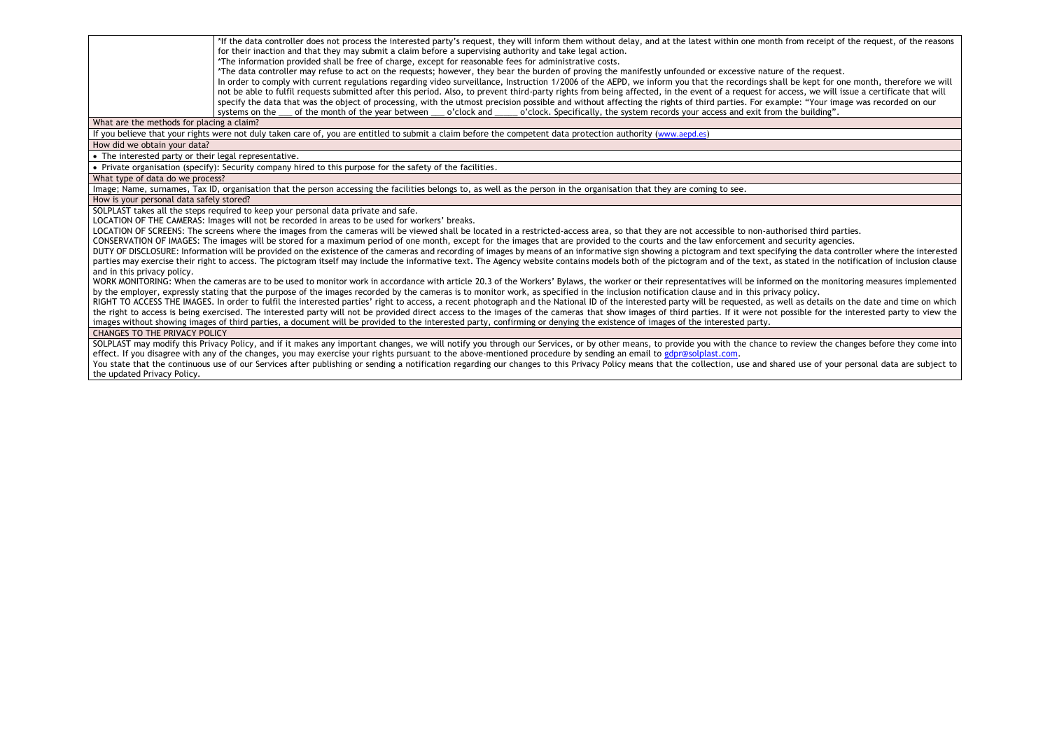| | |
|---|---|
| | *If the data controller does not process the interested party's request, they will inform them without delay, and at the latest within one month from receipt of the request, of the reasons for their inaction and that they may submit a claim before a supervising authority and take legal action.<br>*The information provided shall be free of charge, except for reasonable fees for administrative costs.<br>*The data controller may refuse to act on the requests; however, they bear the burden of proving the manifestly unfounded or excessive nature of the request.<br>In order to comply with current regulations regarding video surveillance, Instruction 1/2006 of the AEPD, we inform you that the recordings shall be kept for one month, therefore we will not be able to fulfil requests submitted after this period. Also, to prevent third-party rights from being affected, in the event of a request for access, we will issue a certificate that will specify the data that was the object of processing, with the utmost precision possible and without affecting the rights of third parties. For example: "Your image was recorded on our systems on the ___ of the month of the year between ___ o'clock and _____ o'clock. Specifically, the system records your access and exit from the building". |
| What are the methods for placing a claim? | |
| If you believe that your rights were not duly taken care of, you are entitled to submit a claim before the competent data protection authority (www.aepd.es) | |
| How did we obtain your data? | |
| • The interested party or their legal representative. | |
| • Private organisation (specify): Security company hired to this purpose for the safety of the facilities. | |
| What type of data do we process? | |
| Image; Name, surnames, Tax ID, organisation that the person accessing the facilities belongs to, as well as the person in the organisation that they are coming to see. | |
| How is your personal data safely stored? | |
| SOLPLAST takes all the steps required to keep your personal data private and safe.<br>LOCATION OF THE CAMERAS: Images will not be recorded in areas to be used for workers' breaks.<br>LOCATION OF SCREENS: The screens where the images from the cameras will be viewed shall be located in a restricted-access area, so that they are not accessible to non-authorised third parties.<br>CONSERVATION OF IMAGES: The images will be stored for a maximum period of one month, except for the images that are provided to the courts and the law enforcement and security agencies.<br>DUTY OF DISCLOSURE: Information will be provided on the existence of the cameras and recording of images by means of an informative sign showing a pictogram and text specifying the data controller where the interested parties may exercise their right to access. The pictogram itself may include the informative text. The Agency website contains models both of the pictogram and of the text, as stated in the notification of inclusion clause and in this privacy policy.<br>WORK MONITORING: When the cameras are to be used to monitor work in accordance with article 20.3 of the Workers' Bylaws, the worker or their representatives will be informed on the monitoring measures implemented by the employer, expressly stating that the purpose of the images recorded by the cameras is to monitor work, as specified in the inclusion notification clause and in this privacy policy.<br>RIGHT TO ACCESS THE IMAGES. In order to fulfil the interested parties' right to access, a recent photograph and the National ID of the interested party will be requested, as well as details on the date and time on which the right to access is being exercised. The interested party will not be provided direct access to the images of the cameras that show images of third parties. If it were not possible for the interested party to view the images without showing images of third parties, a document will be provided to the interested party, confirming or denying the existence of images of the interested party. | |
| CHANGES TO THE PRIVACY POLICY | |
| SOLPLAST may modify this Privacy Policy, and if it makes any important changes, we will notify you through our Services, or by other means, to provide you with the chance to review the changes before they come into effect. If you disagree with any of the changes, you may exercise your rights pursuant to the above-mentioned procedure by sending an email to gdpr@solplast.com.<br>You state that the continuous use of our Services after publishing or sending a notification regarding our changes to this Privacy Policy means that the collection, use and shared use of your personal data are subject to the updated Privacy Policy. | |